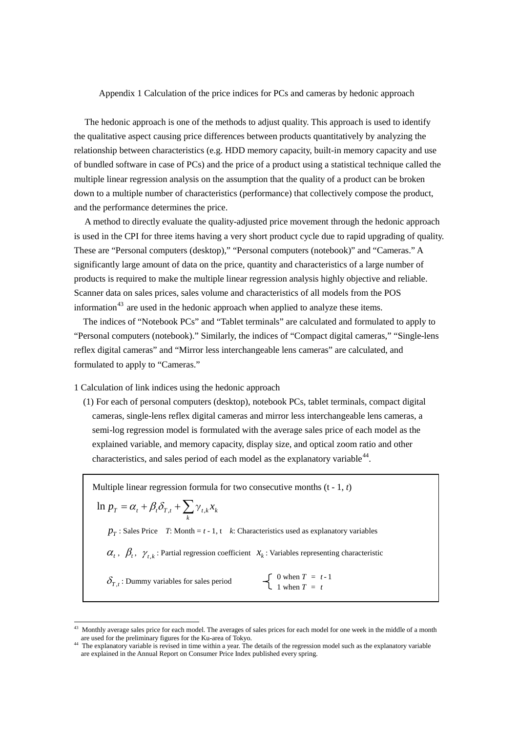# Appendix 1 Calculation of the price indices for PCs and cameras by hedonic approach

The hedonic approach is one of the methods to adjust quality. This approach is used to identify the qualitative aspect causing price differences between products quantitatively by analyzing the relationship between characteristics (e.g. HDD memory capacity, built-in memory capacity and use of bundled software in case of PCs) and the price of a product using a statistical technique called the multiple linear regression analysis on the assumption that the quality of a product can be broken down to a multiple number of characteristics (performance) that collectively compose the product, and the performance determines the price.

A method to directly evaluate the quality-adjusted price movement through the hedonic approach is used in the CPI for three items having a very short product cycle due to rapid upgrading of quality. These are "Personal computers (desktop)," "Personal computers (notebook)" and "Cameras." A significantly large amount of data on the price, quantity and characteristics of a large number of products is required to make the multiple linear regression analysis highly objective and reliable. Scanner data on sales prices, sales volume and characteristics of all models from the POS information[43] are used in the hedonic approach when applied to analyze these items.

The indices of "Notebook PCs" and "Tablet terminals" are calculated and formulated to apply to "Personal computers (notebook)." Similarly, the indices of "Compact digital cameras," "Single-lens reflex digital cameras" and "Mirror less interchangeable lens cameras" are calculated, and formulated to apply to "Cameras."

## 1 Calculation of link indices using the hedonic approach

(1) For each of personal computers (desktop), notebook PCs, tablet terminals, compact digital cameras, single-lens reflex digital cameras and mirror less interchangeable lens cameras, a semi-log regression model is formulated with the average sales price of each model as the explained variable, and memory capacity, display size, and optical zoom ratio and other characteristics, and sales period of each model as the explanatory variable[44].

> Multiple linear regression formula for two consecutive months (t - 1, $t$)
>
> $$\ln p_T = \alpha_t + \beta_t \delta_{T,t} + \sum_k \gamma_{t,k} x_k$$
>
> $p_T$ : Sales Price　$T$: Month = $t$ - 1, t　$k$: Characteristics used as explanatory variables
>
> $\alpha_t$ , $\beta_t$ , $\gamma_{t,k}$ : Partial regression coefficient　$x_k$ : Variables representing characteristic
>
> $\delta_{T,t}$ : Dummy variables for sales period　$\begin{cases} 0 \text{ when } T = t-1 \\ 1 \text{ when } T = t \end{cases}$

---

[43] Monthly average sales price for each model. The averages of sales prices for each model for one week in the middle of a month are used for the preliminary figures for the Ku-area of Tokyo.

[44] The explanatory variable is revised in time within a year. The details of the regression model such as the explanatory variable are explained in the Annual Report on Consumer Price Index published every spring.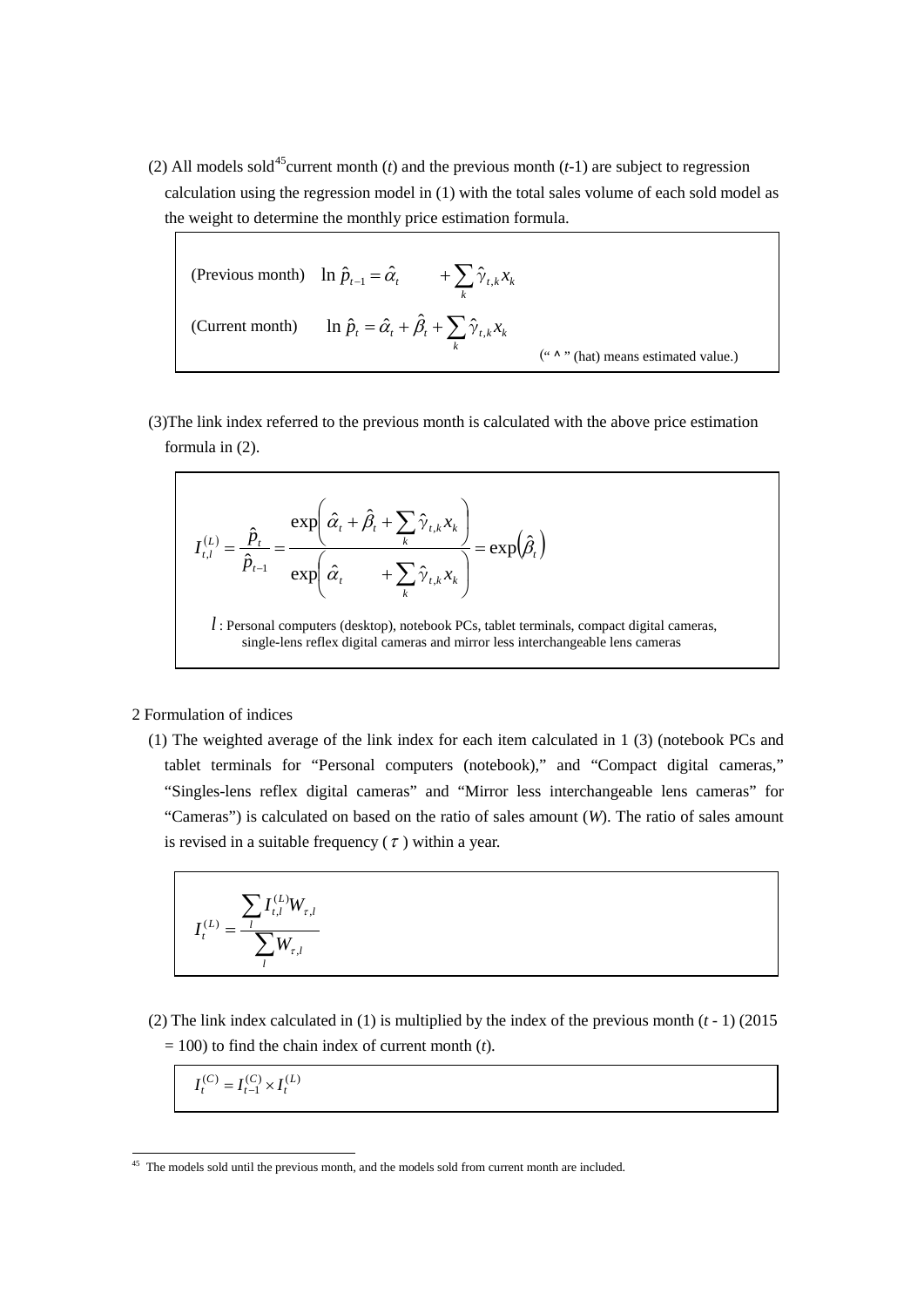(2) All models sold[45] current month ($t$) and the previous month ($t$-1) are subject to regression calculation using the regression model in (1) with the total sales volume of each sold model as the weight to determine the monthly price estimation formula.

$$\text{(Previous month)} \quad \ln \hat{p}_{t-1} = \hat{\alpha}_t \qquad + \sum_k \hat{\gamma}_{t,k} x_k$$

$$\text{(Current month)} \quad \ln \hat{p}_t = \hat{\alpha}_t + \hat{\beta}_t + \sum_k \hat{\gamma}_{t,k} x_k$$

(“ ^ ” (hat) means estimated value.)

(3)The link index referred to the previous month is calculated with the above price estimation formula in (2).

$$I_{t,l}^{(L)} = \frac{\hat{p}_t}{\hat{p}_{t-1}} = \frac{\exp\left(\hat{\alpha}_t + \hat{\beta}_t + \sum_k \hat{\gamma}_{t,k} x_k\right)}{\exp\left(\hat{\alpha}_t \qquad + \sum_k \hat{\gamma}_{t,k} x_k\right)} = \exp\left(\hat{\beta}_t\right)$$

$l$ : Personal computers (desktop), notebook PCs, tablet terminals, compact digital cameras, single-lens reflex digital cameras and mirror less interchangeable lens cameras

2 Formulation of indices

(1) The weighted average of the link index for each item calculated in 1 (3) (notebook PCs and tablet terminals for “Personal computers (notebook),” and “Compact digital cameras,” “Singles-lens reflex digital cameras” and “Mirror less interchangeable lens cameras” for “Cameras”) is calculated on based on the ratio of sales amount (***W***). The ratio of sales amount is revised in a suitable frequency ( $\tau$ ) within a year.

$$I_t^{(L)} = \frac{\sum_l I_{t,l}^{(L)} W_{\tau,l}}{\sum_l W_{\tau,l}}$$

(2) The link index calculated in (1) is multiplied by the index of the previous month ($t$ - 1) (2015 = 100) to find the chain index of current month ($t$).

$$I_t^{(C)} = I_{t-1}^{(C)} \times I_t^{(L)}$$

[45] The models sold until the previous month, and the models sold from current month are included.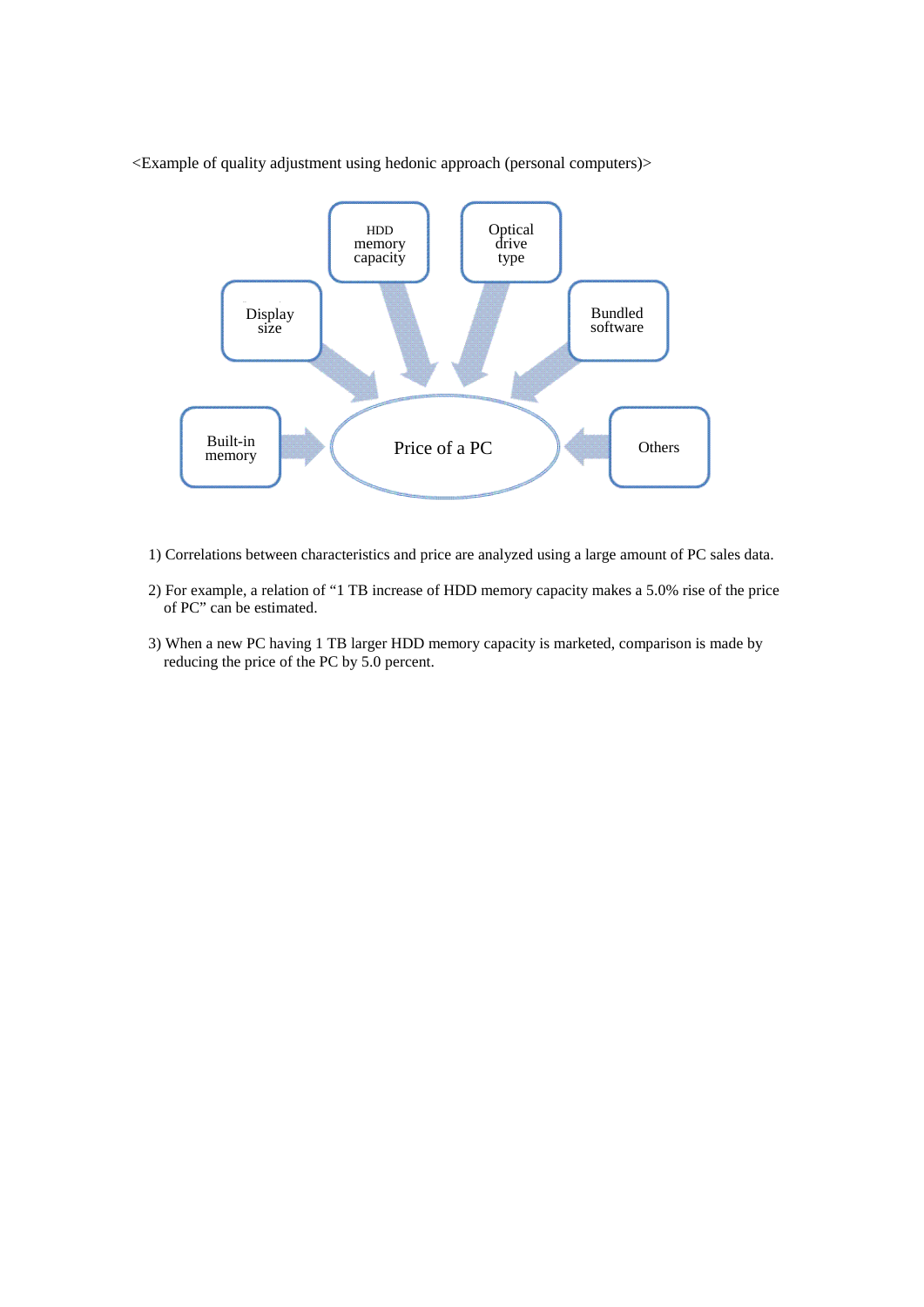<Example of quality adjustment using hedonic approach (personal computers)>

HDD memory capacity

Optical drive type

Display size

Bundled software

Built-in memory

Price of a PC

Others

1) Correlations between characteristics and price are analyzed using a large amount of PC sales data.

2) For example, a relation of “1 TB increase of HDD memory capacity makes a 5.0% rise of the price of PC” can be estimated.

3) When a new PC having 1 TB larger HDD memory capacity is marketed, comparison is made by reducing the price of the PC by 5.0 percent.